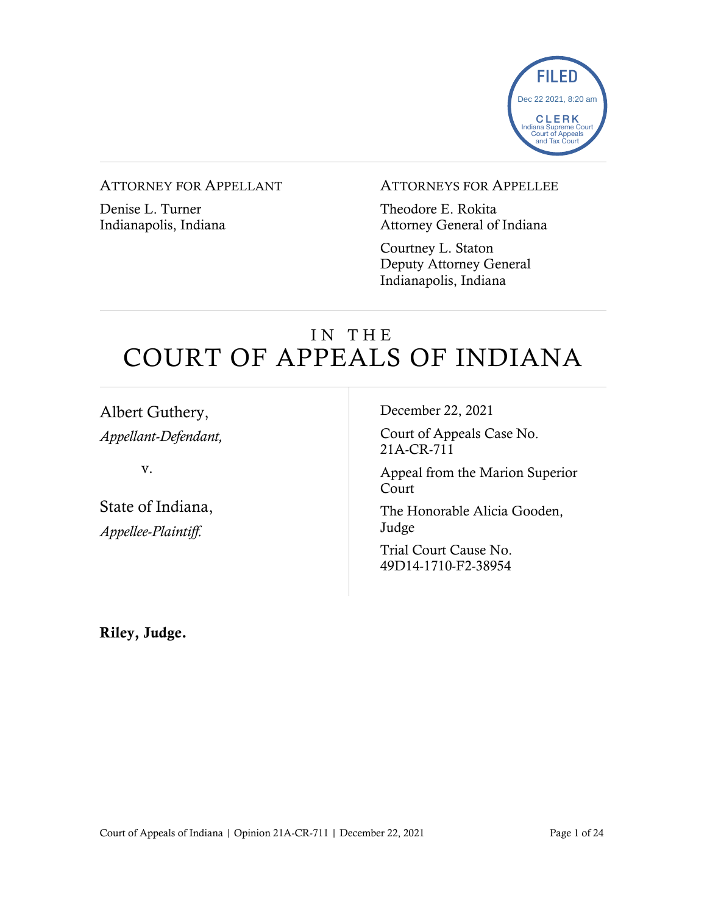FILED
Dec 22 2021, 8:20 am
CLERK
Indiana Supreme Court
Court of Appeals
and Tax Court

ATTORNEY FOR APPELLANT

Denise L. Turner
Indianapolis, Indiana

ATTORNEYS FOR APPELLEE

Theodore E. Rokita
Attorney General of Indiana

Courtney L. Staton
Deputy Attorney General
Indianapolis, Indiana

# IN THE COURT OF APPEALS OF INDIANA

Albert Guthery,
*Appellant-Defendant,*

v.

State of Indiana,
*Appellee-Plaintiff.*

December 22, 2021

Court of Appeals Case No. 21A-CR-711

Appeal from the Marion Superior Court

The Honorable Alicia Gooden, Judge

Trial Court Cause No. 49D14-1710-F2-38954

**Riley, Judge.**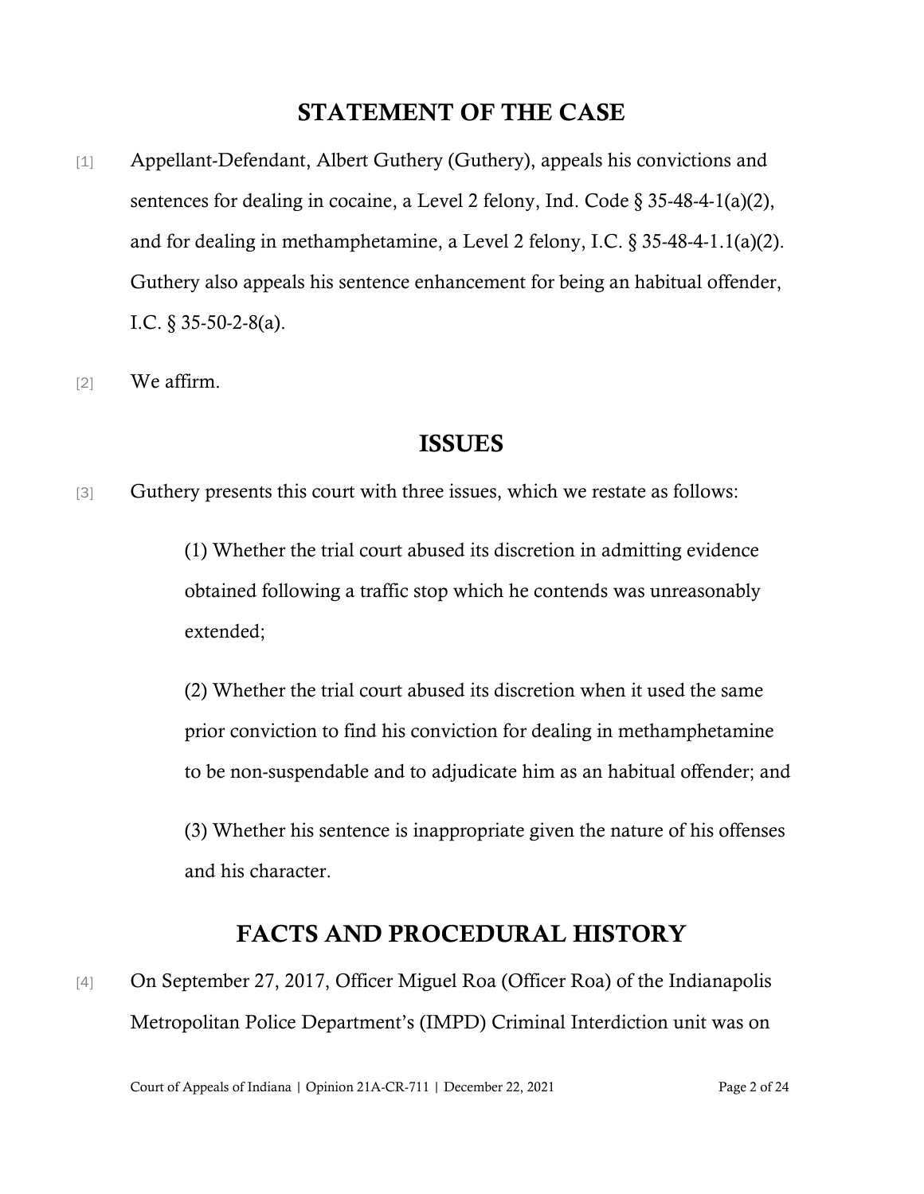## STATEMENT OF THE CASE

[1] Appellant-Defendant, Albert Guthery (Guthery), appeals his convictions and sentences for dealing in cocaine, a Level 2 felony, Ind. Code § 35-48-4-1(a)(2), and for dealing in methamphetamine, a Level 2 felony, I.C. § 35-48-4-1.1(a)(2). Guthery also appeals his sentence enhancement for being an habitual offender, I.C. § 35-50-2-8(a).

[2] We affirm.

## ISSUES

[3] Guthery presents this court with three issues, which we restate as follows:

> (1) Whether the trial court abused its discretion in admitting evidence obtained following a traffic stop which he contends was unreasonably extended;
>
> (2) Whether the trial court abused its discretion when it used the same prior conviction to find his conviction for dealing in methamphetamine to be non-suspendable and to adjudicate him as an habitual offender; and
>
> (3) Whether his sentence is inappropriate given the nature of his offenses and his character.

## FACTS AND PROCEDURAL HISTORY

[4] On September 27, 2017, Officer Miguel Roa (Officer Roa) of the Indianapolis Metropolitan Police Department's (IMPD) Criminal Interdiction unit was on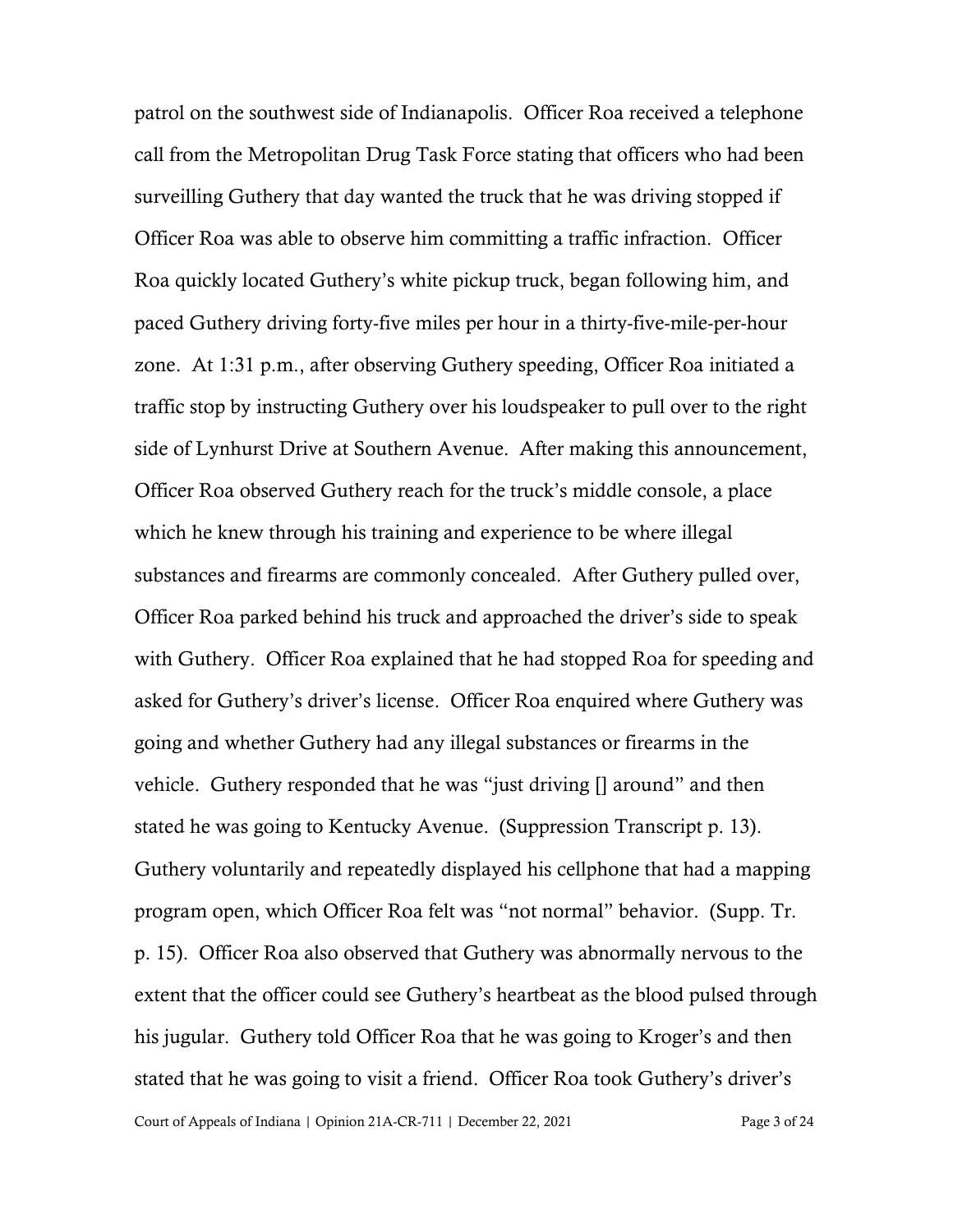patrol on the southwest side of Indianapolis. Officer Roa received a telephone call from the Metropolitan Drug Task Force stating that officers who had been surveilling Guthery that day wanted the truck that he was driving stopped if Officer Roa was able to observe him committing a traffic infraction. Officer Roa quickly located Guthery's white pickup truck, began following him, and paced Guthery driving forty-five miles per hour in a thirty-five-mile-per-hour zone. At 1:31 p.m., after observing Guthery speeding, Officer Roa initiated a traffic stop by instructing Guthery over his loudspeaker to pull over to the right side of Lynhurst Drive at Southern Avenue. After making this announcement, Officer Roa observed Guthery reach for the truck's middle console, a place which he knew through his training and experience to be where illegal substances and firearms are commonly concealed. After Guthery pulled over, Officer Roa parked behind his truck and approached the driver's side to speak with Guthery. Officer Roa explained that he had stopped Roa for speeding and asked for Guthery's driver's license. Officer Roa enquired where Guthery was going and whether Guthery had any illegal substances or firearms in the vehicle. Guthery responded that he was "just driving [] around" and then stated he was going to Kentucky Avenue. (Suppression Transcript p. 13). Guthery voluntarily and repeatedly displayed his cellphone that had a mapping program open, which Officer Roa felt was "not normal" behavior. (Supp. Tr. p. 15). Officer Roa also observed that Guthery was abnormally nervous to the extent that the officer could see Guthery's heartbeat as the blood pulsed through his jugular. Guthery told Officer Roa that he was going to Kroger's and then stated that he was going to visit a friend. Officer Roa took Guthery's driver's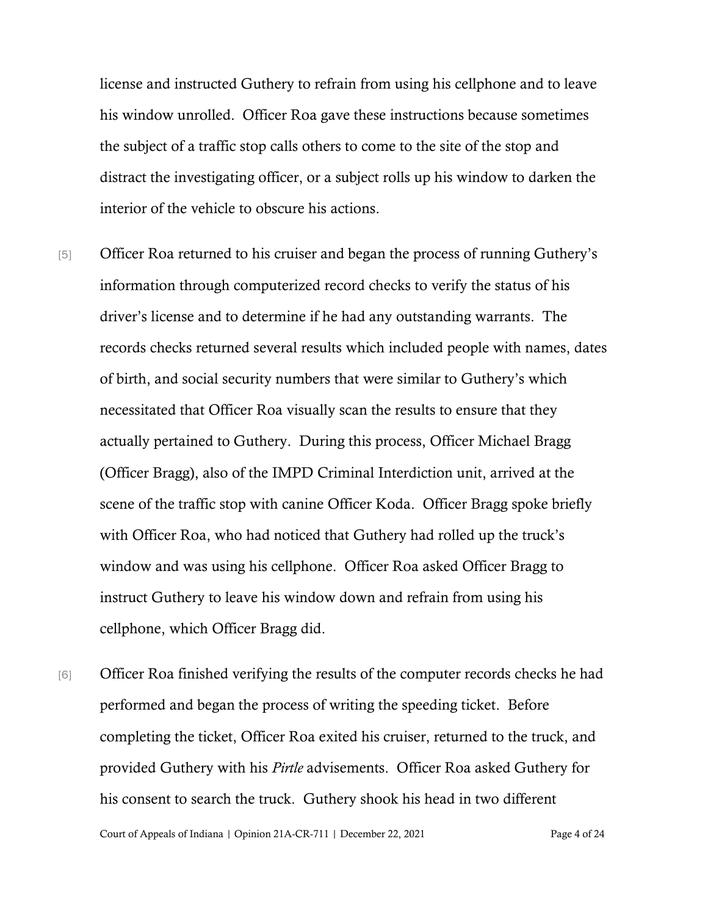license and instructed Guthery to refrain from using his cellphone and to leave his window unrolled. Officer Roa gave these instructions because sometimes the subject of a traffic stop calls others to come to the site of the stop and distract the investigating officer, or a subject rolls up his window to darken the interior of the vehicle to obscure his actions.

[5] Officer Roa returned to his cruiser and began the process of running Guthery's information through computerized record checks to verify the status of his driver's license and to determine if he had any outstanding warrants. The records checks returned several results which included people with names, dates of birth, and social security numbers that were similar to Guthery's which necessitated that Officer Roa visually scan the results to ensure that they actually pertained to Guthery. During this process, Officer Michael Bragg (Officer Bragg), also of the IMPD Criminal Interdiction unit, arrived at the scene of the traffic stop with canine Officer Koda. Officer Bragg spoke briefly with Officer Roa, who had noticed that Guthery had rolled up the truck's window and was using his cellphone. Officer Roa asked Officer Bragg to instruct Guthery to leave his window down and refrain from using his cellphone, which Officer Bragg did.

[6] Officer Roa finished verifying the results of the computer records checks he had performed and began the process of writing the speeding ticket. Before completing the ticket, Officer Roa exited his cruiser, returned to the truck, and provided Guthery with his *Pirtle* advisements. Officer Roa asked Guthery for his consent to search the truck. Guthery shook his head in two different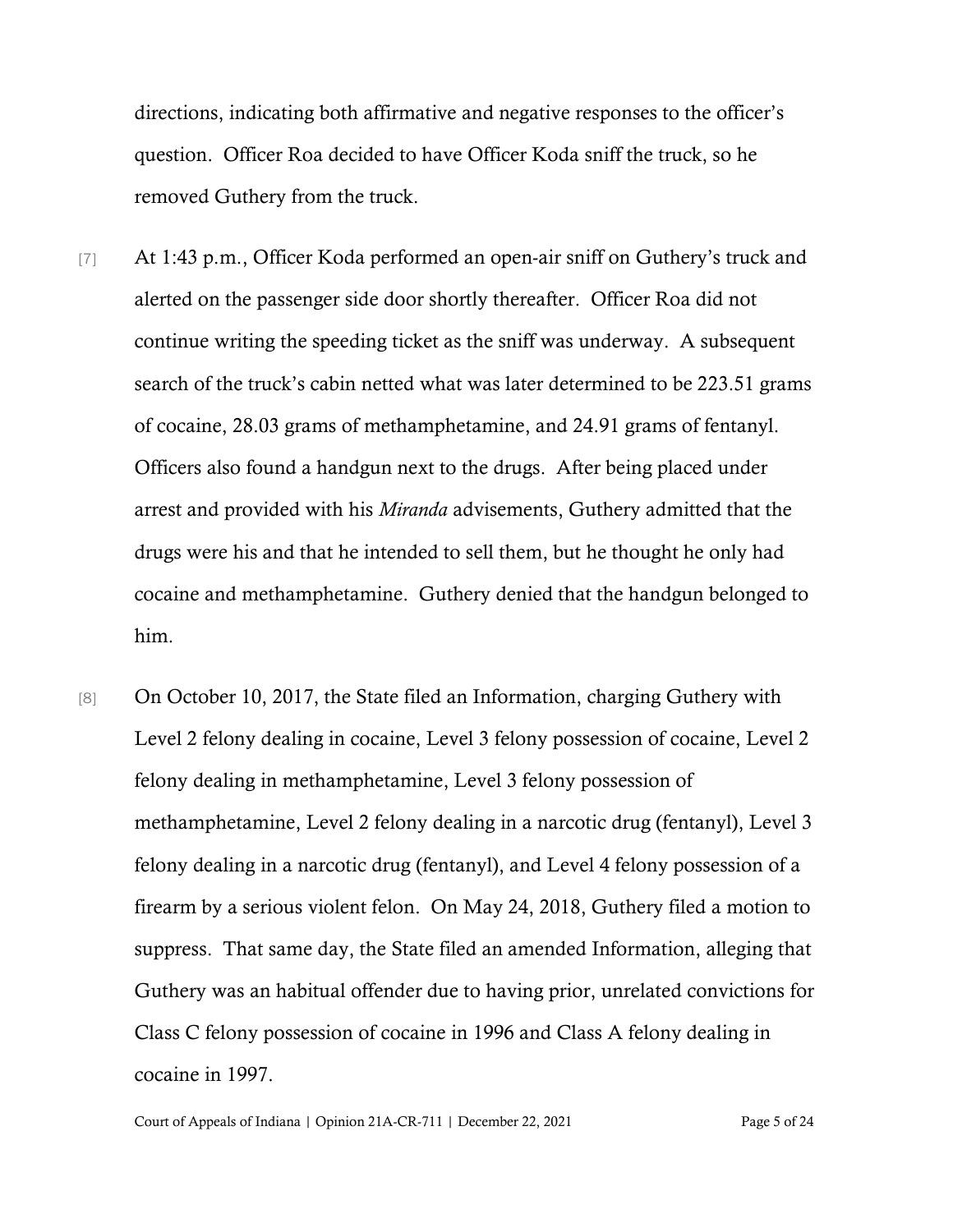directions, indicating both affirmative and negative responses to the officer's question. Officer Roa decided to have Officer Koda sniff the truck, so he removed Guthery from the truck.

[7] At 1:43 p.m., Officer Koda performed an open-air sniff on Guthery's truck and alerted on the passenger side door shortly thereafter. Officer Roa did not continue writing the speeding ticket as the sniff was underway. A subsequent search of the truck's cabin netted what was later determined to be 223.51 grams of cocaine, 28.03 grams of methamphetamine, and 24.91 grams of fentanyl. Officers also found a handgun next to the drugs. After being placed under arrest and provided with his *Miranda* advisements, Guthery admitted that the drugs were his and that he intended to sell them, but he thought he only had cocaine and methamphetamine. Guthery denied that the handgun belonged to him.

[8] On October 10, 2017, the State filed an Information, charging Guthery with Level 2 felony dealing in cocaine, Level 3 felony possession of cocaine, Level 2 felony dealing in methamphetamine, Level 3 felony possession of methamphetamine, Level 2 felony dealing in a narcotic drug (fentanyl), Level 3 felony dealing in a narcotic drug (fentanyl), and Level 4 felony possession of a firearm by a serious violent felon. On May 24, 2018, Guthery filed a motion to suppress. That same day, the State filed an amended Information, alleging that Guthery was an habitual offender due to having prior, unrelated convictions for Class C felony possession of cocaine in 1996 and Class A felony dealing in cocaine in 1997.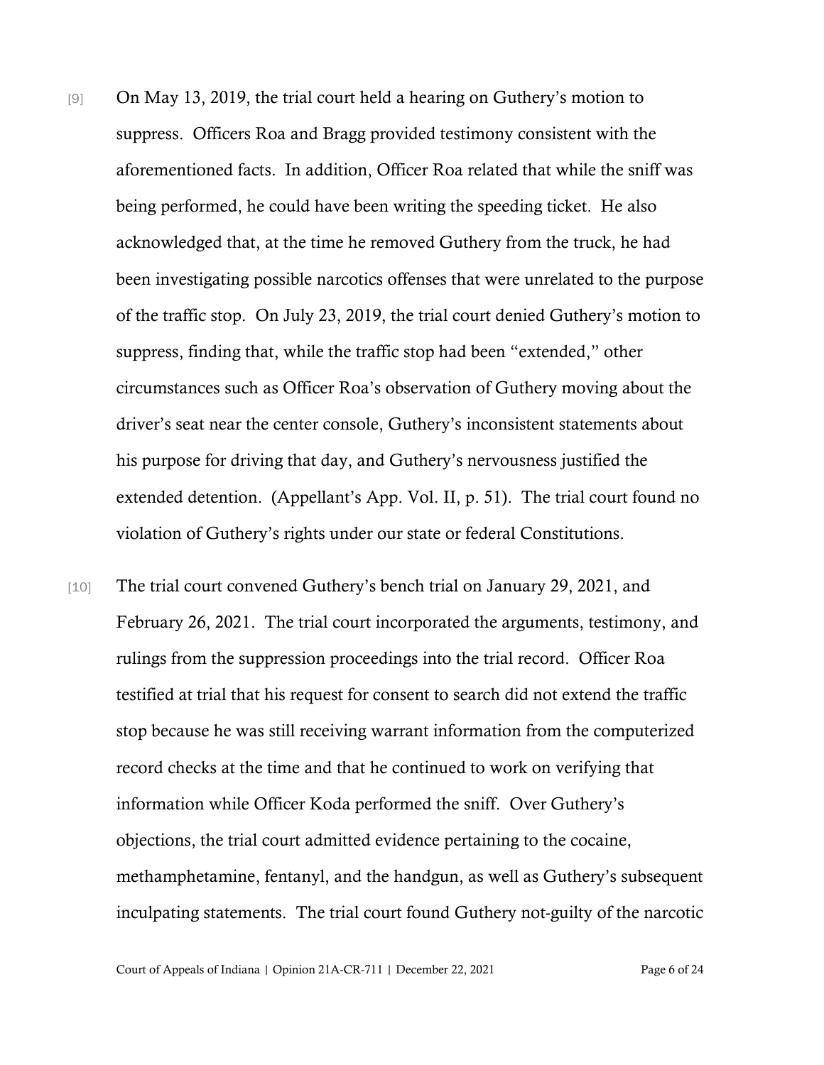[9] On May 13, 2019, the trial court held a hearing on Guthery's motion to suppress. Officers Roa and Bragg provided testimony consistent with the aforementioned facts. In addition, Officer Roa related that while the sniff was being performed, he could have been writing the speeding ticket. He also acknowledged that, at the time he removed Guthery from the truck, he had been investigating possible narcotics offenses that were unrelated to the purpose of the traffic stop. On July 23, 2019, the trial court denied Guthery's motion to suppress, finding that, while the traffic stop had been "extended," other circumstances such as Officer Roa's observation of Guthery moving about the driver's seat near the center console, Guthery's inconsistent statements about his purpose for driving that day, and Guthery's nervousness justified the extended detention. (Appellant's App. Vol. II, p. 51). The trial court found no violation of Guthery's rights under our state or federal Constitutions.

[10] The trial court convened Guthery's bench trial on January 29, 2021, and February 26, 2021. The trial court incorporated the arguments, testimony, and rulings from the suppression proceedings into the trial record. Officer Roa testified at trial that his request for consent to search did not extend the traffic stop because he was still receiving warrant information from the computerized record checks at the time and that he continued to work on verifying that information while Officer Koda performed the sniff. Over Guthery's objections, the trial court admitted evidence pertaining to the cocaine, methamphetamine, fentanyl, and the handgun, as well as Guthery's subsequent inculpating statements. The trial court found Guthery not-guilty of the narcotic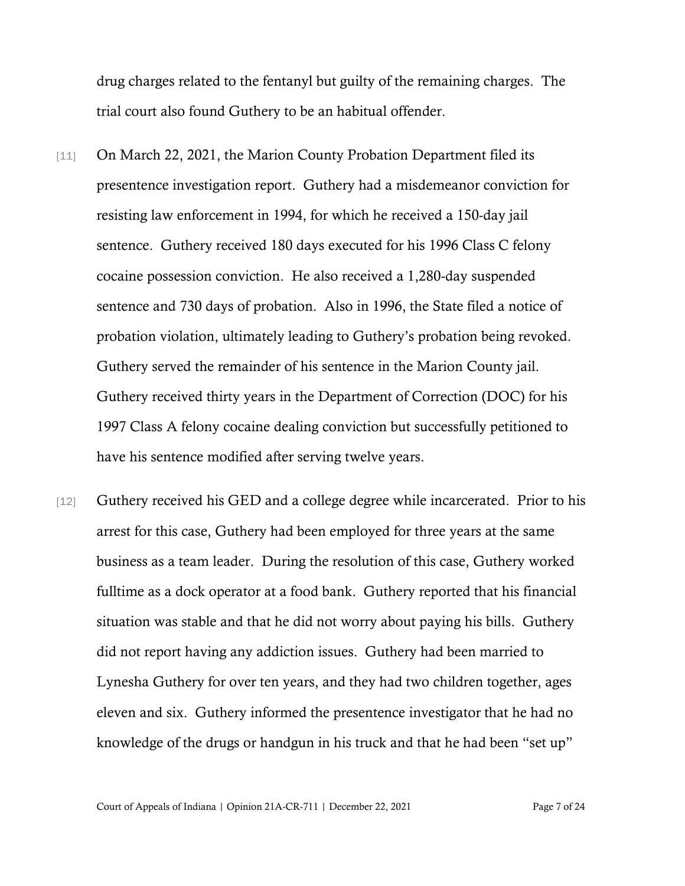drug charges related to the fentanyl but guilty of the remaining charges. The trial court also found Guthery to be an habitual offender.

[11] On March 22, 2021, the Marion County Probation Department filed its presentence investigation report. Guthery had a misdemeanor conviction for resisting law enforcement in 1994, for which he received a 150-day jail sentence. Guthery received 180 days executed for his 1996 Class C felony cocaine possession conviction. He also received a 1,280-day suspended sentence and 730 days of probation. Also in 1996, the State filed a notice of probation violation, ultimately leading to Guthery's probation being revoked. Guthery served the remainder of his sentence in the Marion County jail. Guthery received thirty years in the Department of Correction (DOC) for his 1997 Class A felony cocaine dealing conviction but successfully petitioned to have his sentence modified after serving twelve years.

[12] Guthery received his GED and a college degree while incarcerated. Prior to his arrest for this case, Guthery had been employed for three years at the same business as a team leader. During the resolution of this case, Guthery worked fulltime as a dock operator at a food bank. Guthery reported that his financial situation was stable and that he did not worry about paying his bills. Guthery did not report having any addiction issues. Guthery had been married to Lynesha Guthery for over ten years, and they had two children together, ages eleven and six. Guthery informed the presentence investigator that he had no knowledge of the drugs or handgun in his truck and that he had been "set up"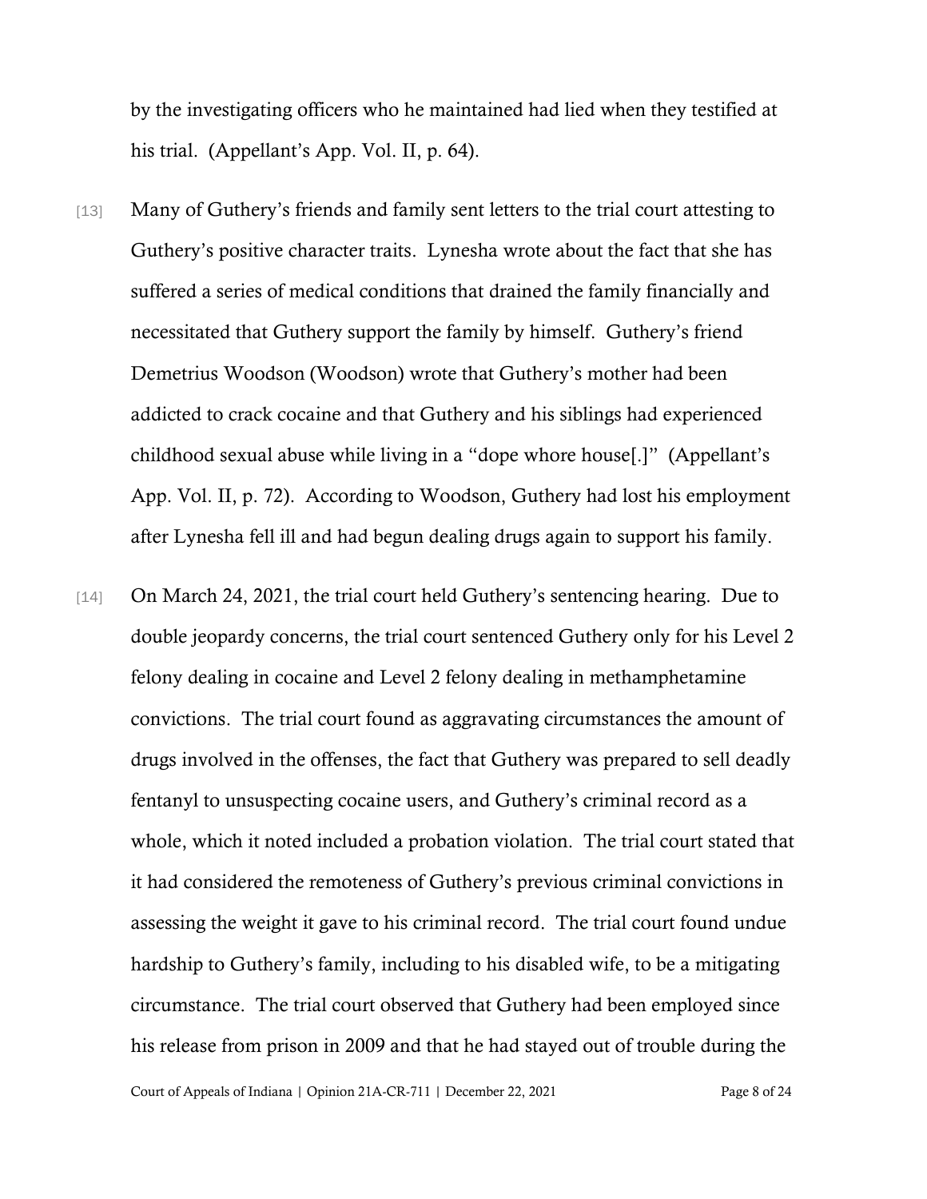by the investigating officers who he maintained had lied when they testified at his trial. (Appellant's App. Vol. II, p. 64).

[13] Many of Guthery's friends and family sent letters to the trial court attesting to Guthery's positive character traits. Lynesha wrote about the fact that she has suffered a series of medical conditions that drained the family financially and necessitated that Guthery support the family by himself. Guthery's friend Demetrius Woodson (Woodson) wrote that Guthery's mother had been addicted to crack cocaine and that Guthery and his siblings had experienced childhood sexual abuse while living in a "dope whore house[.]" (Appellant's App. Vol. II, p. 72). According to Woodson, Guthery had lost his employment after Lynesha fell ill and had begun dealing drugs again to support his family.

[14] On March 24, 2021, the trial court held Guthery's sentencing hearing. Due to double jeopardy concerns, the trial court sentenced Guthery only for his Level 2 felony dealing in cocaine and Level 2 felony dealing in methamphetamine convictions. The trial court found as aggravating circumstances the amount of drugs involved in the offenses, the fact that Guthery was prepared to sell deadly fentanyl to unsuspecting cocaine users, and Guthery's criminal record as a whole, which it noted included a probation violation. The trial court stated that it had considered the remoteness of Guthery's previous criminal convictions in assessing the weight it gave to his criminal record. The trial court found undue hardship to Guthery's family, including to his disabled wife, to be a mitigating circumstance. The trial court observed that Guthery had been employed since his release from prison in 2009 and that he had stayed out of trouble during the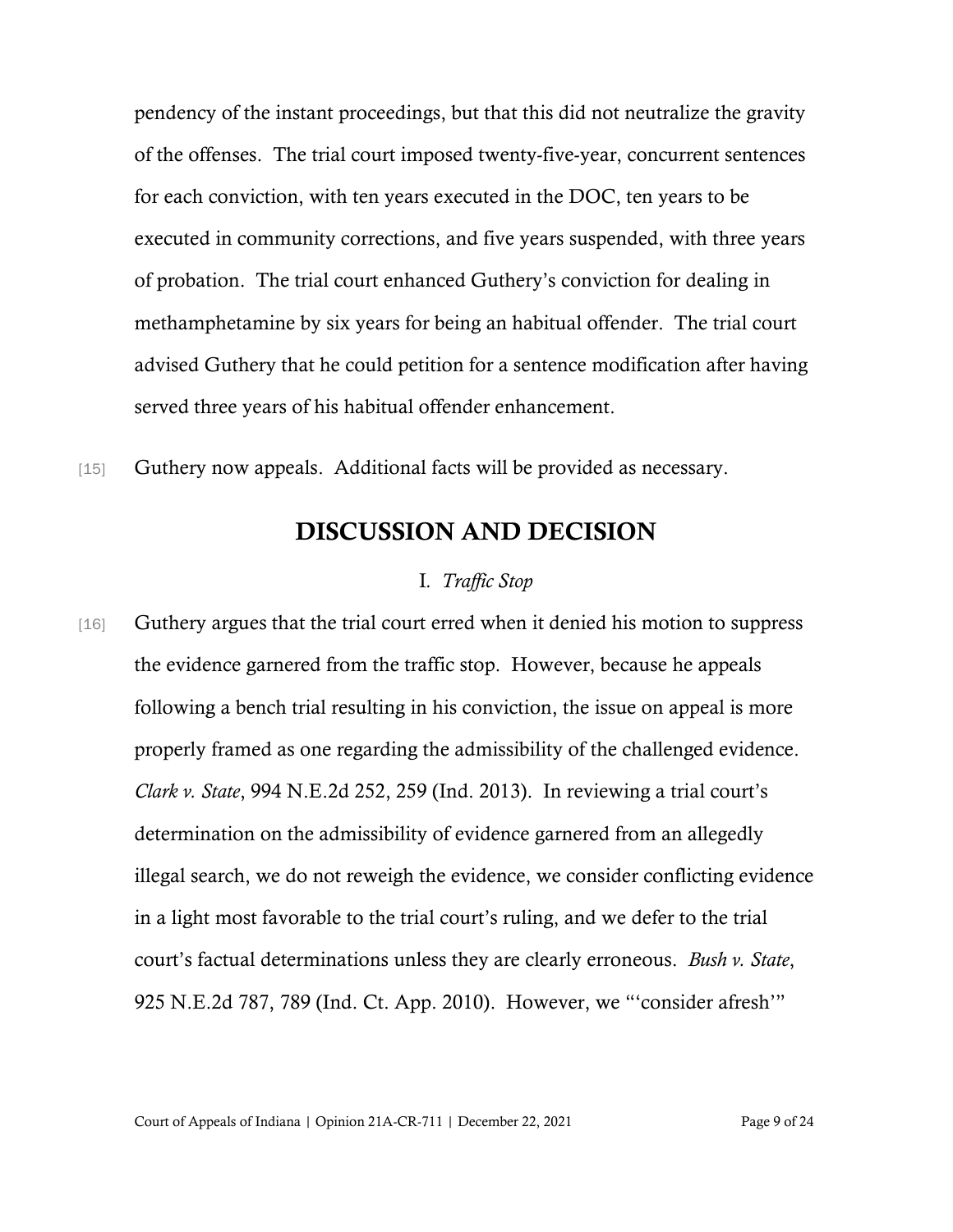pendency of the instant proceedings, but that this did not neutralize the gravity of the offenses. The trial court imposed twenty-five-year, concurrent sentences for each conviction, with ten years executed in the DOC, ten years to be executed in community corrections, and five years suspended, with three years of probation. The trial court enhanced Guthery's conviction for dealing in methamphetamine by six years for being an habitual offender. The trial court advised Guthery that he could petition for a sentence modification after having served three years of his habitual offender enhancement.

[15] Guthery now appeals. Additional facts will be provided as necessary.

## DISCUSSION AND DECISION

### I. *Traffic Stop*

[16] Guthery argues that the trial court erred when it denied his motion to suppress the evidence garnered from the traffic stop. However, because he appeals following a bench trial resulting in his conviction, the issue on appeal is more properly framed as one regarding the admissibility of the challenged evidence. *Clark v. State*, 994 N.E.2d 252, 259 (Ind. 2013). In reviewing a trial court's determination on the admissibility of evidence garnered from an allegedly illegal search, we do not reweigh the evidence, we consider conflicting evidence in a light most favorable to the trial court's ruling, and we defer to the trial court's factual determinations unless they are clearly erroneous. *Bush v. State*, 925 N.E.2d 787, 789 (Ind. Ct. App. 2010). However, we "'consider afresh'"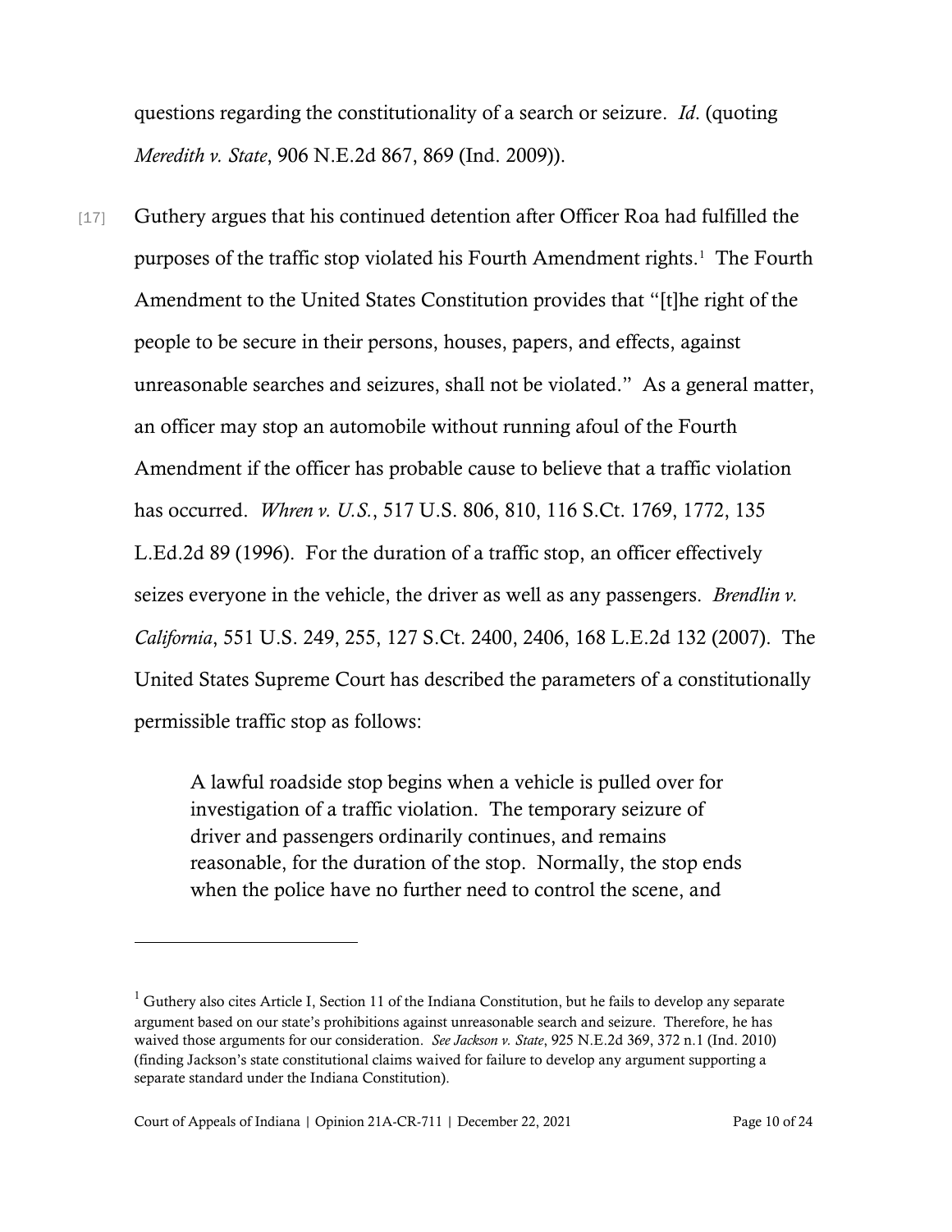questions regarding the constitutionality of a search or seizure. *Id*. (quoting *Meredith v. State*, 906 N.E.2d 867, 869 (Ind. 2009)).

[17] Guthery argues that his continued detention after Officer Roa had fulfilled the purposes of the traffic stop violated his Fourth Amendment rights.[1] The Fourth Amendment to the United States Constitution provides that "[t]he right of the people to be secure in their persons, houses, papers, and effects, against unreasonable searches and seizures, shall not be violated." As a general matter, an officer may stop an automobile without running afoul of the Fourth Amendment if the officer has probable cause to believe that a traffic violation has occurred. *Whren v. U.S.*, 517 U.S. 806, 810, 116 S.Ct. 1769, 1772, 135 L.Ed.2d 89 (1996). For the duration of a traffic stop, an officer effectively seizes everyone in the vehicle, the driver as well as any passengers. *Brendlin v. California*, 551 U.S. 249, 255, 127 S.Ct. 2400, 2406, 168 L.E.2d 132 (2007). The United States Supreme Court has described the parameters of a constitutionally permissible traffic stop as follows:

> A lawful roadside stop begins when a vehicle is pulled over for investigation of a traffic violation. The temporary seizure of driver and passengers ordinarily continues, and remains reasonable, for the duration of the stop. Normally, the stop ends when the police have no further need to control the scene, and

---

[1] Guthery also cites Article I, Section 11 of the Indiana Constitution, but he fails to develop any separate argument based on our state's prohibitions against unreasonable search and seizure. Therefore, he has waived those arguments for our consideration. *See Jackson v. State*, 925 N.E.2d 369, 372 n.1 (Ind. 2010) (finding Jackson's state constitutional claims waived for failure to develop any argument supporting a separate standard under the Indiana Constitution).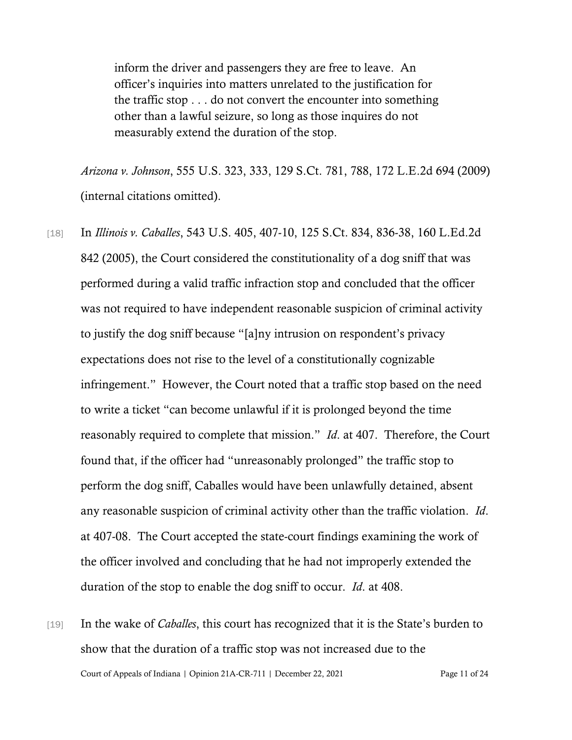> inform the driver and passengers they are free to leave. An officer's inquiries into matters unrelated to the justification for the traffic stop . . . do not convert the encounter into something other than a lawful seizure, so long as those inquires do not measurably extend the duration of the stop.

*Arizona v. Johnson*, 555 U.S. 323, 333, 129 S.Ct. 781, 788, 172 L.E.2d 694 (2009) (internal citations omitted).

[18] In *Illinois v. Caballes*, 543 U.S. 405, 407-10, 125 S.Ct. 834, 836-38, 160 L.Ed.2d 842 (2005), the Court considered the constitutionality of a dog sniff that was performed during a valid traffic infraction stop and concluded that the officer was not required to have independent reasonable suspicion of criminal activity to justify the dog sniff because "[a]ny intrusion on respondent's privacy expectations does not rise to the level of a constitutionally cognizable infringement." However, the Court noted that a traffic stop based on the need to write a ticket "can become unlawful if it is prolonged beyond the time reasonably required to complete that mission." *Id.* at 407. Therefore, the Court found that, if the officer had "unreasonably prolonged" the traffic stop to perform the dog sniff, Caballes would have been unlawfully detained, absent any reasonable suspicion of criminal activity other than the traffic violation. *Id.* at 407-08. The Court accepted the state-court findings examining the work of the officer involved and concluding that he had not improperly extended the duration of the stop to enable the dog sniff to occur. *Id.* at 408.

[19] In the wake of *Caballes*, this court has recognized that it is the State's burden to show that the duration of a traffic stop was not increased due to the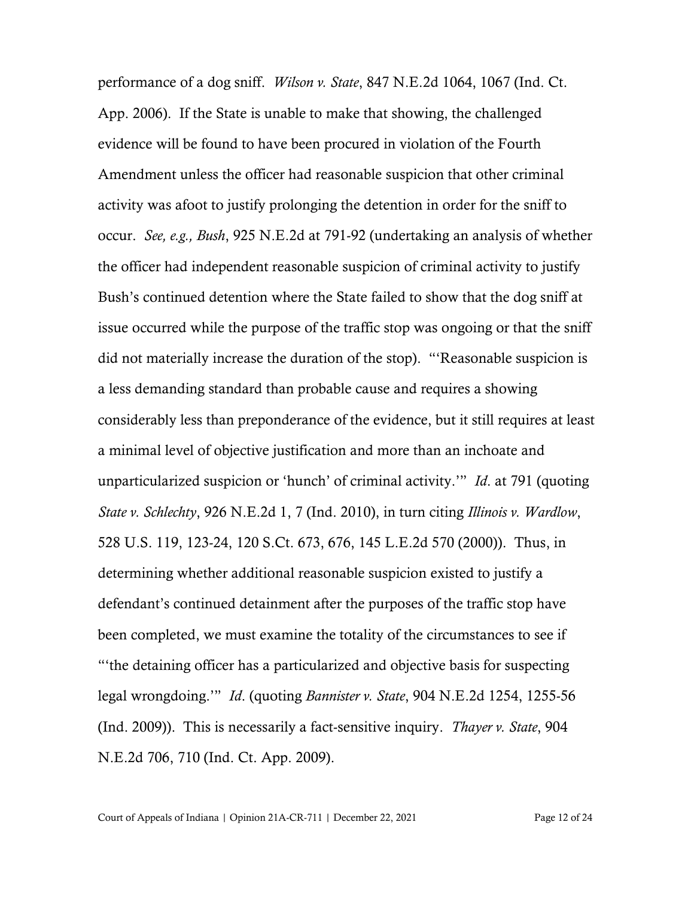performance of a dog sniff. *Wilson v. State*, 847 N.E.2d 1064, 1067 (Ind. Ct. App. 2006). If the State is unable to make that showing, the challenged evidence will be found to have been procured in violation of the Fourth Amendment unless the officer had reasonable suspicion that other criminal activity was afoot to justify prolonging the detention in order for the sniff to occur. *See, e.g., Bush*, 925 N.E.2d at 791-92 (undertaking an analysis of whether the officer had independent reasonable suspicion of criminal activity to justify Bush's continued detention where the State failed to show that the dog sniff at issue occurred while the purpose of the traffic stop was ongoing or that the sniff did not materially increase the duration of the stop). "'Reasonable suspicion is a less demanding standard than probable cause and requires a showing considerably less than preponderance of the evidence, but it still requires at least a minimal level of objective justification and more than an inchoate and unparticularized suspicion or 'hunch' of criminal activity.'" *Id*. at 791 (quoting *State v. Schlechty*, 926 N.E.2d 1, 7 (Ind. 2010), in turn citing *Illinois v. Wardlow*, 528 U.S. 119, 123-24, 120 S.Ct. 673, 676, 145 L.E.2d 570 (2000)). Thus, in determining whether additional reasonable suspicion existed to justify a defendant's continued detainment after the purposes of the traffic stop have been completed, we must examine the totality of the circumstances to see if "'the detaining officer has a particularized and objective basis for suspecting legal wrongdoing.'" *Id*. (quoting *Bannister v. State*, 904 N.E.2d 1254, 1255-56 (Ind. 2009)). This is necessarily a fact-sensitive inquiry. *Thayer v. State*, 904 N.E.2d 706, 710 (Ind. Ct. App. 2009).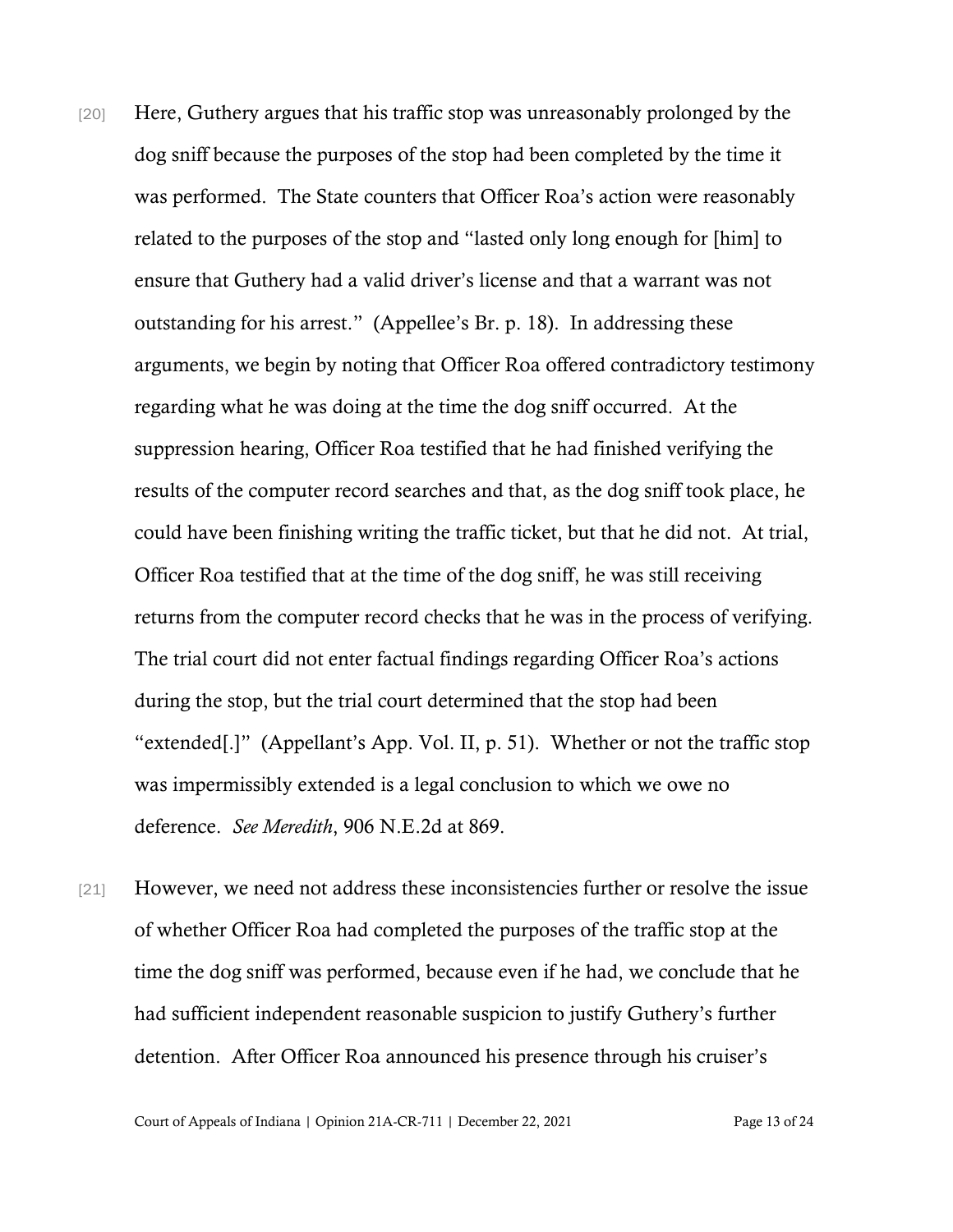[20] Here, Guthery argues that his traffic stop was unreasonably prolonged by the dog sniff because the purposes of the stop had been completed by the time it was performed. The State counters that Officer Roa's action were reasonably related to the purposes of the stop and "lasted only long enough for [him] to ensure that Guthery had a valid driver's license and that a warrant was not outstanding for his arrest." (Appellee's Br. p. 18). In addressing these arguments, we begin by noting that Officer Roa offered contradictory testimony regarding what he was doing at the time the dog sniff occurred. At the suppression hearing, Officer Roa testified that he had finished verifying the results of the computer record searches and that, as the dog sniff took place, he could have been finishing writing the traffic ticket, but that he did not. At trial, Officer Roa testified that at the time of the dog sniff, he was still receiving returns from the computer record checks that he was in the process of verifying. The trial court did not enter factual findings regarding Officer Roa's actions during the stop, but the trial court determined that the stop had been "extended[.]" (Appellant's App. Vol. II, p. 51). Whether or not the traffic stop was impermissibly extended is a legal conclusion to which we owe no deference. *See Meredith*, 906 N.E.2d at 869.

[21] However, we need not address these inconsistencies further or resolve the issue of whether Officer Roa had completed the purposes of the traffic stop at the time the dog sniff was performed, because even if he had, we conclude that he had sufficient independent reasonable suspicion to justify Guthery's further detention. After Officer Roa announced his presence through his cruiser's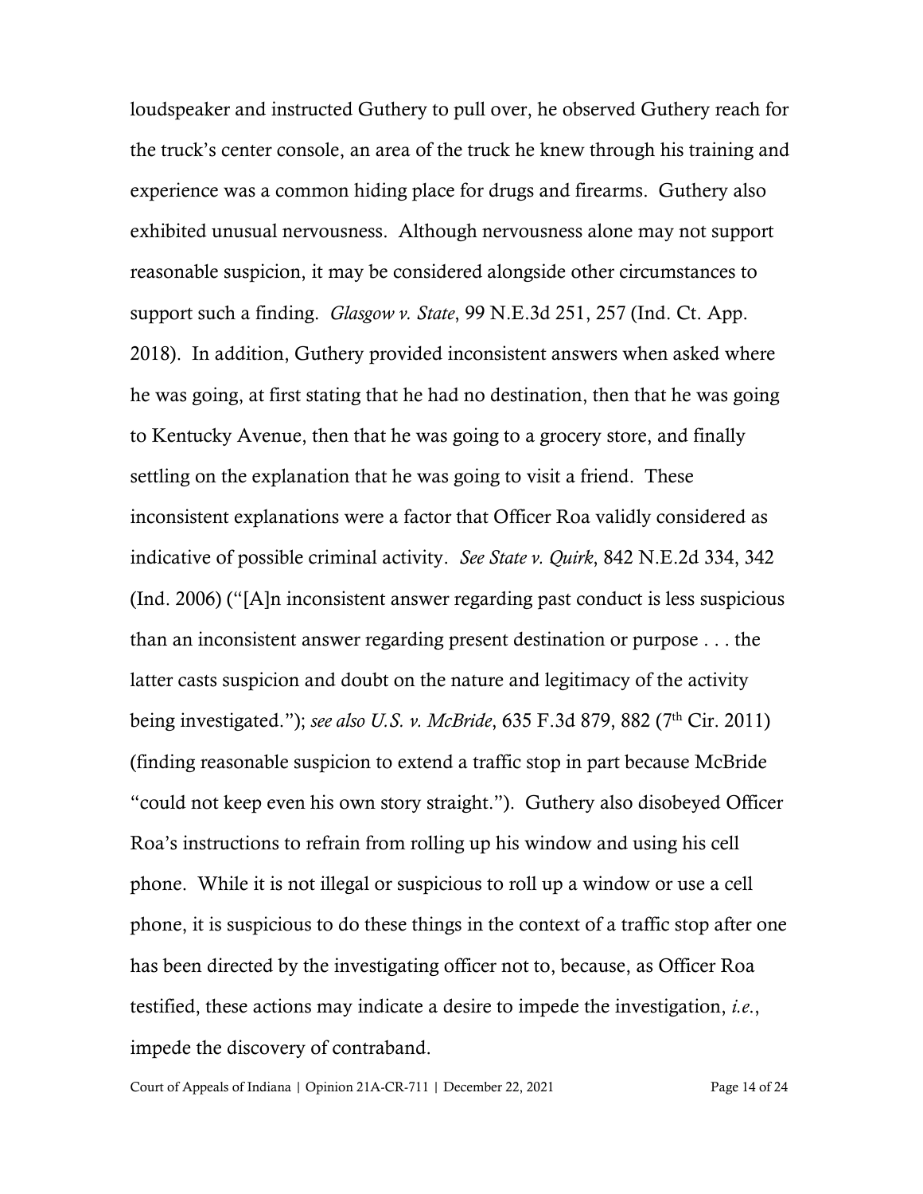loudspeaker and instructed Guthery to pull over, he observed Guthery reach for the truck's center console, an area of the truck he knew through his training and experience was a common hiding place for drugs and firearms. Guthery also exhibited unusual nervousness. Although nervousness alone may not support reasonable suspicion, it may be considered alongside other circumstances to support such a finding. *Glasgow v. State*, 99 N.E.3d 251, 257 (Ind. Ct. App. 2018). In addition, Guthery provided inconsistent answers when asked where he was going, at first stating that he had no destination, then that he was going to Kentucky Avenue, then that he was going to a grocery store, and finally settling on the explanation that he was going to visit a friend. These inconsistent explanations were a factor that Officer Roa validly considered as indicative of possible criminal activity. *See State v. Quirk*, 842 N.E.2d 334, 342 (Ind. 2006) ("[A]n inconsistent answer regarding past conduct is less suspicious than an inconsistent answer regarding present destination or purpose . . . the latter casts suspicion and doubt on the nature and legitimacy of the activity being investigated."); *see also U.S. v. McBride*, 635 F.3d 879, 882 (7th Cir. 2011) (finding reasonable suspicion to extend a traffic stop in part because McBride "could not keep even his own story straight."). Guthery also disobeyed Officer Roa's instructions to refrain from rolling up his window and using his cell phone. While it is not illegal or suspicious to roll up a window or use a cell phone, it is suspicious to do these things in the context of a traffic stop after one has been directed by the investigating officer not to, because, as Officer Roa testified, these actions may indicate a desire to impede the investigation, *i.e.*, impede the discovery of contraband.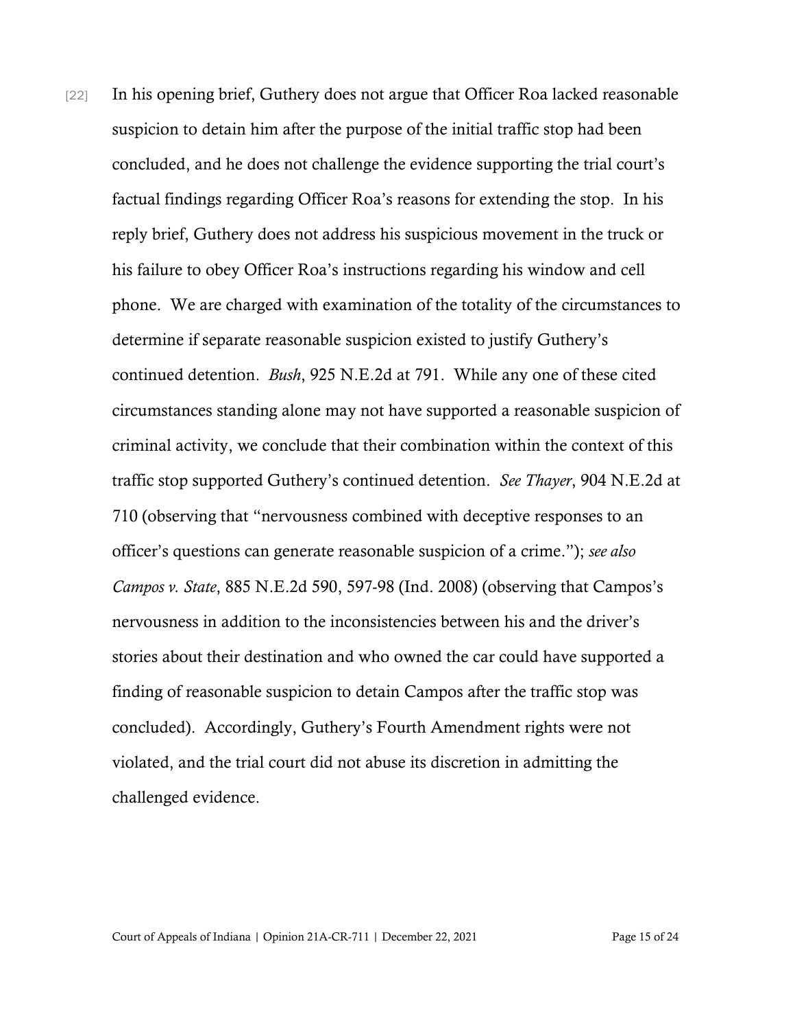[22] In his opening brief, Guthery does not argue that Officer Roa lacked reasonable suspicion to detain him after the purpose of the initial traffic stop had been concluded, and he does not challenge the evidence supporting the trial court's factual findings regarding Officer Roa's reasons for extending the stop. In his reply brief, Guthery does not address his suspicious movement in the truck or his failure to obey Officer Roa's instructions regarding his window and cell phone. We are charged with examination of the totality of the circumstances to determine if separate reasonable suspicion existed to justify Guthery's continued detention. *Bush*, 925 N.E.2d at 791. While any one of these cited circumstances standing alone may not have supported a reasonable suspicion of criminal activity, we conclude that their combination within the context of this traffic stop supported Guthery's continued detention. *See Thayer*, 904 N.E.2d at 710 (observing that "nervousness combined with deceptive responses to an officer's questions can generate reasonable suspicion of a crime."); *see also Campos v. State*, 885 N.E.2d 590, 597-98 (Ind. 2008) (observing that Campos's nervousness in addition to the inconsistencies between his and the driver's stories about their destination and who owned the car could have supported a finding of reasonable suspicion to detain Campos after the traffic stop was concluded). Accordingly, Guthery's Fourth Amendment rights were not violated, and the trial court did not abuse its discretion in admitting the challenged evidence.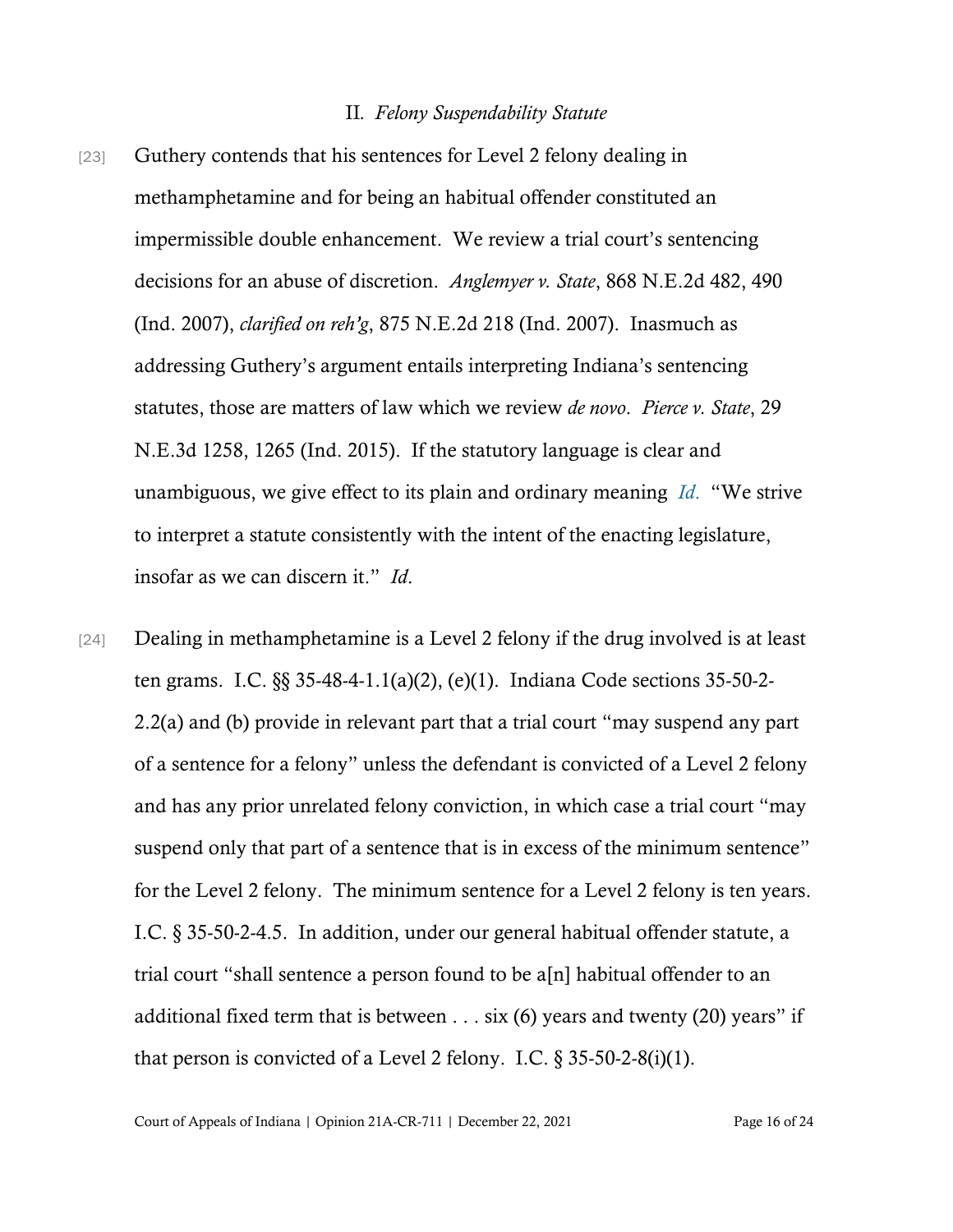## II. *Felony Suspendability Statute*

[23] Guthery contends that his sentences for Level 2 felony dealing in methamphetamine and for being an habitual offender constituted an impermissible double enhancement. We review a trial court's sentencing decisions for an abuse of discretion. *Anglemyer v. State*, 868 N.E.2d 482, 490 (Ind. 2007), *clarified on reh'g*, 875 N.E.2d 218 (Ind. 2007). Inasmuch as addressing Guthery's argument entails interpreting Indiana's sentencing statutes, those are matters of law which we review *de novo*. *Pierce v. State*, 29 N.E.3d 1258, 1265 (Ind. 2015). If the statutory language is clear and unambiguous, we give effect to its plain and ordinary meaning *Id.* "We strive to interpret a statute consistently with the intent of the enacting legislature, insofar as we can discern it." *Id*.

[24] Dealing in methamphetamine is a Level 2 felony if the drug involved is at least ten grams. I.C. §§ 35-48-4-1.1(a)(2), (e)(1). Indiana Code sections 35-50-2-2.2(a) and (b) provide in relevant part that a trial court "may suspend any part of a sentence for a felony" unless the defendant is convicted of a Level 2 felony and has any prior unrelated felony conviction, in which case a trial court "may suspend only that part of a sentence that is in excess of the minimum sentence" for the Level 2 felony. The minimum sentence for a Level 2 felony is ten years. I.C. § 35-50-2-4.5. In addition, under our general habitual offender statute, a trial court "shall sentence a person found to be a[n] habitual offender to an additional fixed term that is between . . . six (6) years and twenty (20) years" if that person is convicted of a Level 2 felony. I.C. § 35-50-2-8(i)(1).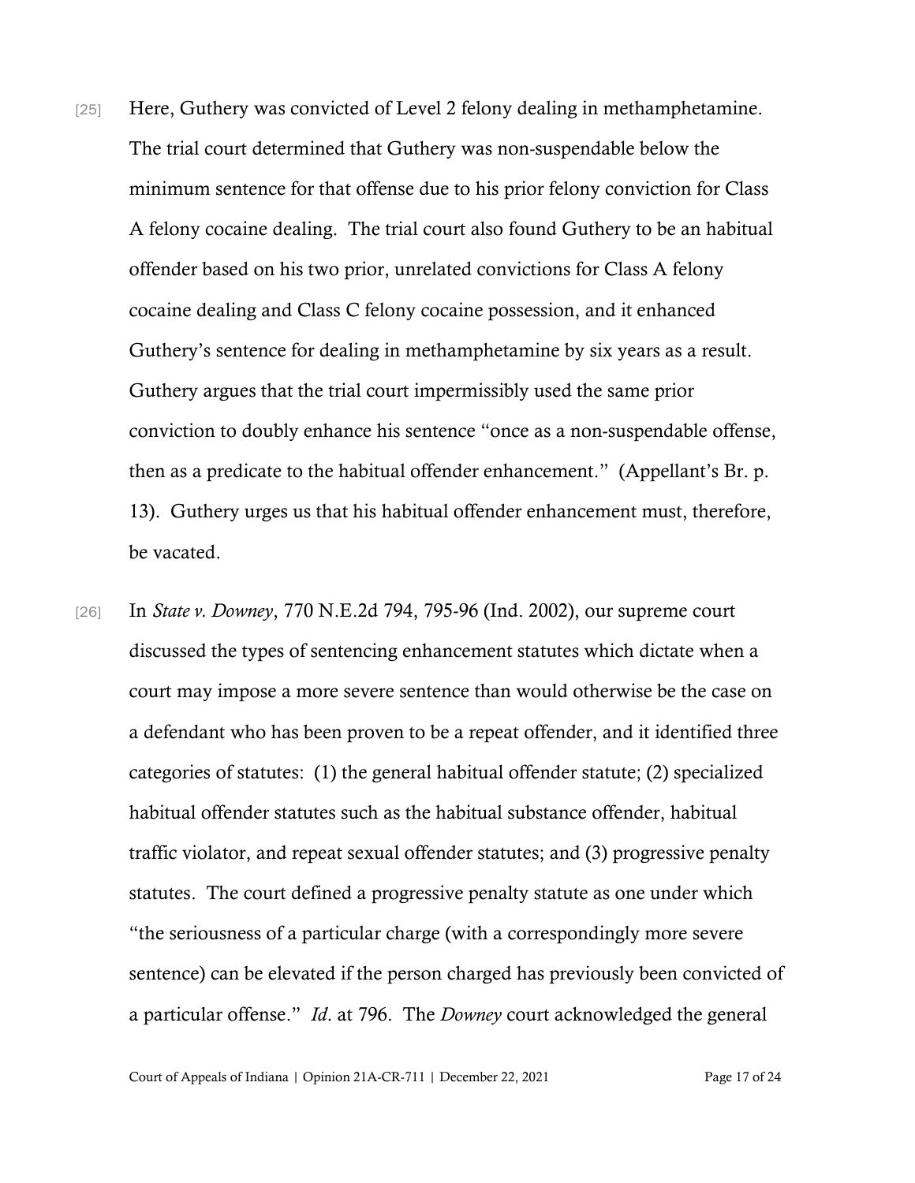[25] Here, Guthery was convicted of Level 2 felony dealing in methamphetamine. The trial court determined that Guthery was non-suspendable below the minimum sentence for that offense due to his prior felony conviction for Class A felony cocaine dealing. The trial court also found Guthery to be an habitual offender based on his two prior, unrelated convictions for Class A felony cocaine dealing and Class C felony cocaine possession, and it enhanced Guthery's sentence for dealing in methamphetamine by six years as a result. Guthery argues that the trial court impermissibly used the same prior conviction to doubly enhance his sentence "once as a non-suspendable offense, then as a predicate to the habitual offender enhancement." (Appellant's Br. p. 13). Guthery urges us that his habitual offender enhancement must, therefore, be vacated.

[26] In *State v. Downey*, 770 N.E.2d 794, 795-96 (Ind. 2002), our supreme court discussed the types of sentencing enhancement statutes which dictate when a court may impose a more severe sentence than would otherwise be the case on a defendant who has been proven to be a repeat offender, and it identified three categories of statutes: (1) the general habitual offender statute; (2) specialized habitual offender statutes such as the habitual substance offender, habitual traffic violator, and repeat sexual offender statutes; and (3) progressive penalty statutes. The court defined a progressive penalty statute as one under which "the seriousness of a particular charge (with a correspondingly more severe sentence) can be elevated if the person charged has previously been convicted of a particular offense." *Id*. at 796. The *Downey* court acknowledged the general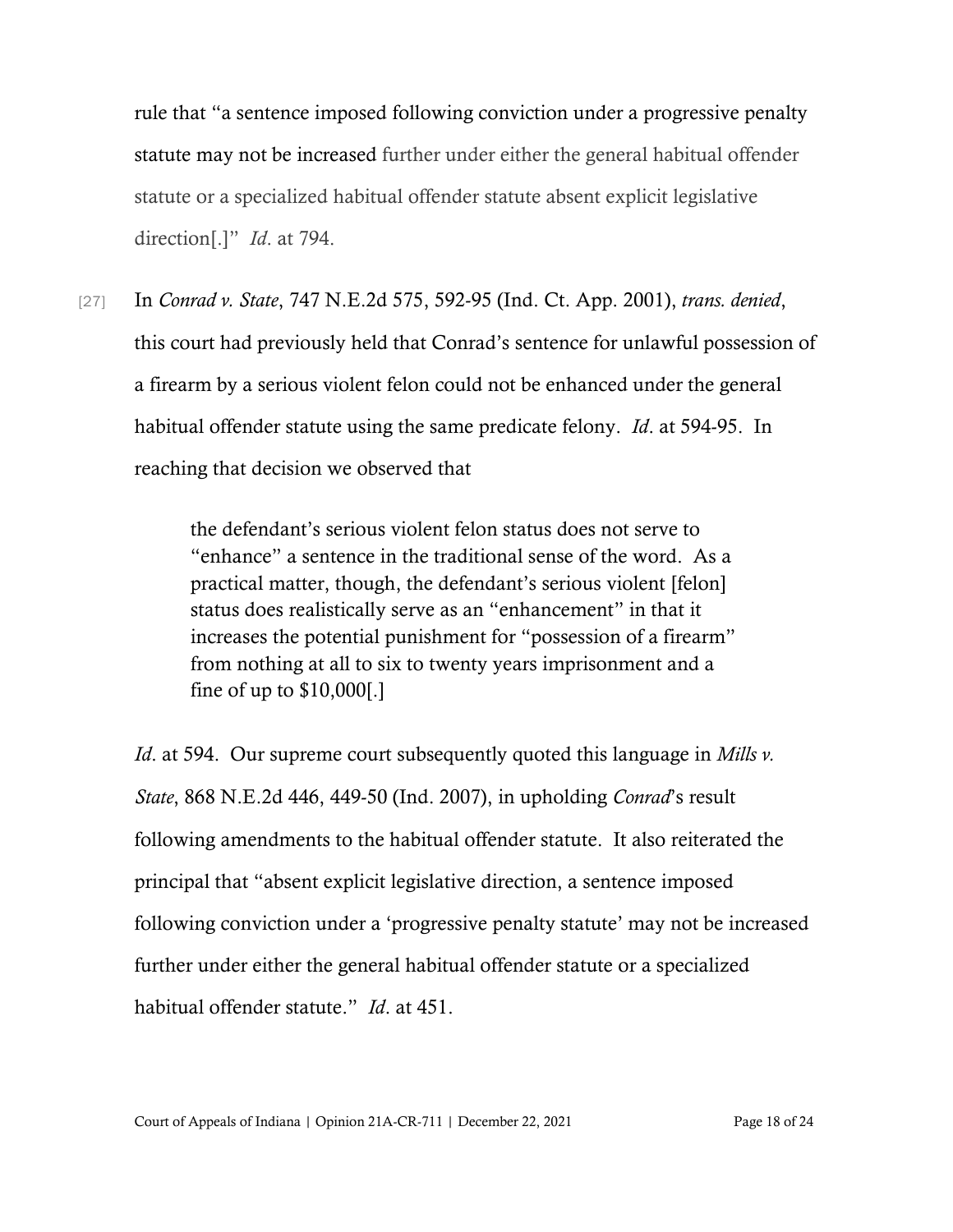rule that "a sentence imposed following conviction under a progressive penalty statute may not be increased further under either the general habitual offender statute or a specialized habitual offender statute absent explicit legislative direction[.]" *Id*. at 794.

[27] In *Conrad v. State*, 747 N.E.2d 575, 592-95 (Ind. Ct. App. 2001), *trans. denied*, this court had previously held that Conrad's sentence for unlawful possession of a firearm by a serious violent felon could not be enhanced under the general habitual offender statute using the same predicate felony. *Id*. at 594-95. In reaching that decision we observed that

> the defendant's serious violent felon status does not serve to "enhance" a sentence in the traditional sense of the word. As a practical matter, though, the defendant's serious violent [felon] status does realistically serve as an "enhancement" in that it increases the potential punishment for "possession of a firearm" from nothing at all to six to twenty years imprisonment and a fine of up to $10,000[.]

*Id*. at 594. Our supreme court subsequently quoted this language in *Mills v. State*, 868 N.E.2d 446, 449-50 (Ind. 2007), in upholding *Conrad*'s result following amendments to the habitual offender statute. It also reiterated the principal that "absent explicit legislative direction, a sentence imposed following conviction under a 'progressive penalty statute' may not be increased further under either the general habitual offender statute or a specialized habitual offender statute." *Id*. at 451.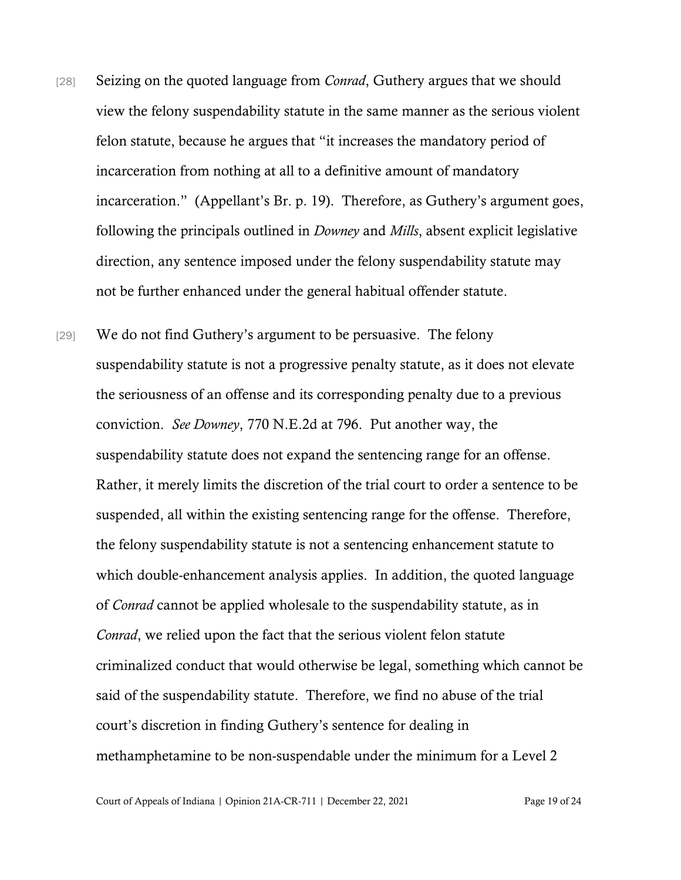[28] Seizing on the quoted language from *Conrad*, Guthery argues that we should view the felony suspendability statute in the same manner as the serious violent felon statute, because he argues that "it increases the mandatory period of incarceration from nothing at all to a definitive amount of mandatory incarceration." (Appellant's Br. p. 19). Therefore, as Guthery's argument goes, following the principals outlined in *Downey* and *Mills*, absent explicit legislative direction, any sentence imposed under the felony suspendability statute may not be further enhanced under the general habitual offender statute.

[29] We do not find Guthery's argument to be persuasive. The felony suspendability statute is not a progressive penalty statute, as it does not elevate the seriousness of an offense and its corresponding penalty due to a previous conviction. *See Downey*, 770 N.E.2d at 796. Put another way, the suspendability statute does not expand the sentencing range for an offense. Rather, it merely limits the discretion of the trial court to order a sentence to be suspended, all within the existing sentencing range for the offense. Therefore, the felony suspendability statute is not a sentencing enhancement statute to which double-enhancement analysis applies. In addition, the quoted language of *Conrad* cannot be applied wholesale to the suspendability statute, as in *Conrad*, we relied upon the fact that the serious violent felon statute criminalized conduct that would otherwise be legal, something which cannot be said of the suspendability statute. Therefore, we find no abuse of the trial court's discretion in finding Guthery's sentence for dealing in methamphetamine to be non-suspendable under the minimum for a Level 2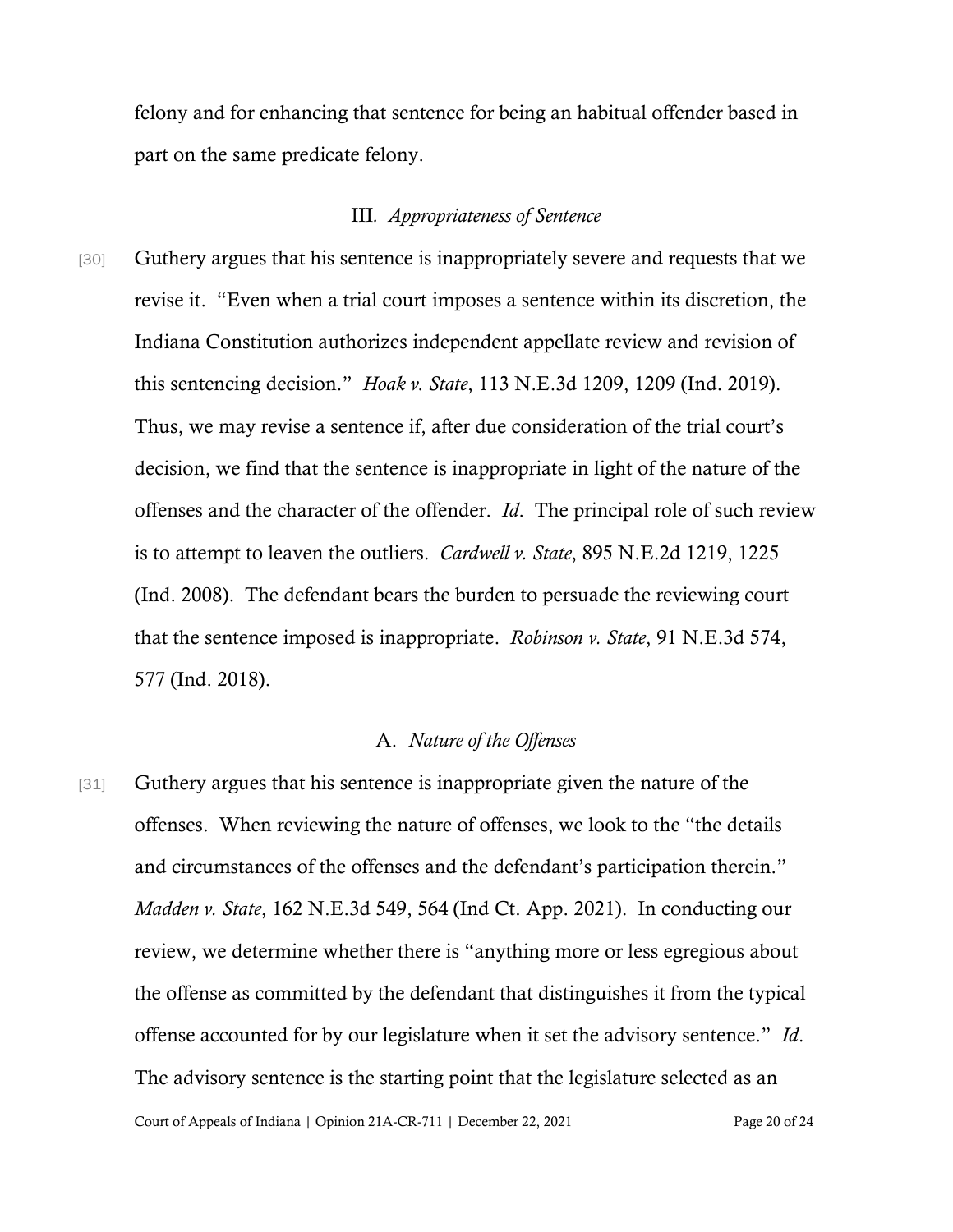felony and for enhancing that sentence for being an habitual offender based in part on the same predicate felony.

### III. *Appropriateness of Sentence*

[30] Guthery argues that his sentence is inappropriately severe and requests that we revise it. "Even when a trial court imposes a sentence within its discretion, the Indiana Constitution authorizes independent appellate review and revision of this sentencing decision." *Hoak v. State*, 113 N.E.3d 1209, 1209 (Ind. 2019). Thus, we may revise a sentence if, after due consideration of the trial court's decision, we find that the sentence is inappropriate in light of the nature of the offenses and the character of the offender. *Id*. The principal role of such review is to attempt to leaven the outliers. *Cardwell v. State*, 895 N.E.2d 1219, 1225 (Ind. 2008). The defendant bears the burden to persuade the reviewing court that the sentence imposed is inappropriate. *Robinson v. State*, 91 N.E.3d 574, 577 (Ind. 2018).

#### A. *Nature of the Offenses*

[31] Guthery argues that his sentence is inappropriate given the nature of the offenses. When reviewing the nature of offenses, we look to the "the details and circumstances of the offenses and the defendant's participation therein." *Madden v. State*, 162 N.E.3d 549, 564 (Ind Ct. App. 2021). In conducting our review, we determine whether there is "anything more or less egregious about the offense as committed by the defendant that distinguishes it from the typical offense accounted for by our legislature when it set the advisory sentence." *Id*. The advisory sentence is the starting point that the legislature selected as an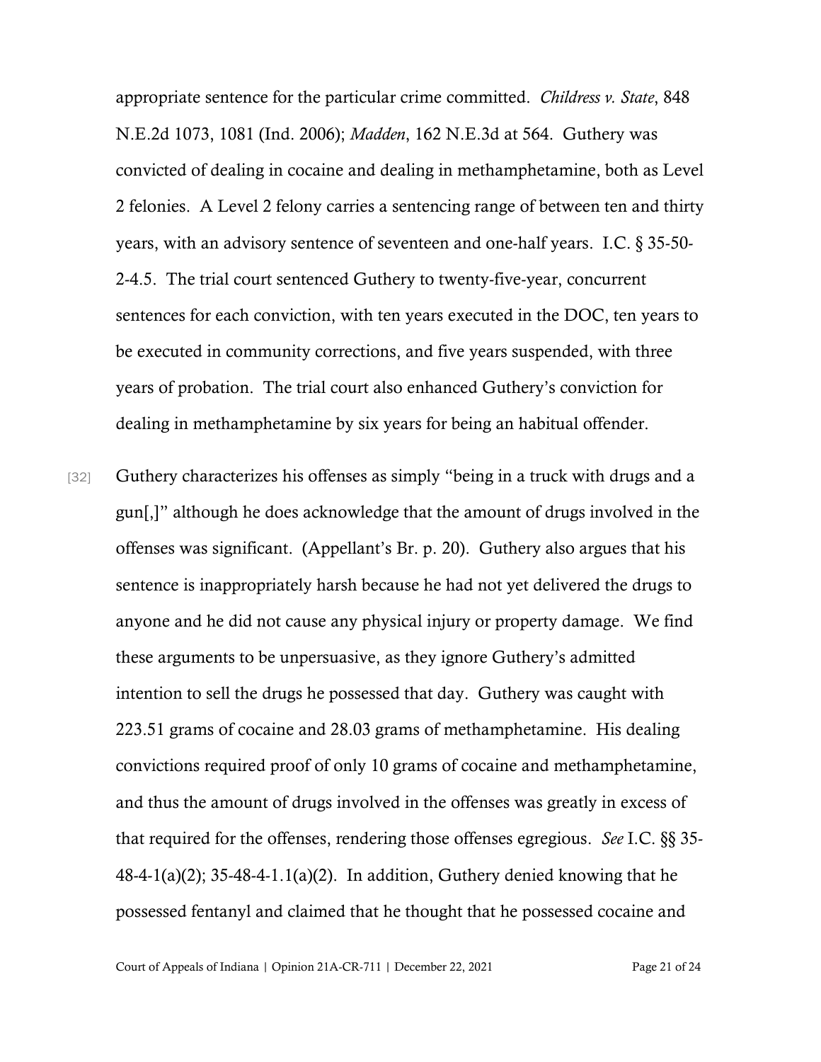appropriate sentence for the particular crime committed. *Childress v. State*, 848 N.E.2d 1073, 1081 (Ind. 2006); *Madden*, 162 N.E.3d at 564. Guthery was convicted of dealing in cocaine and dealing in methamphetamine, both as Level 2 felonies. A Level 2 felony carries a sentencing range of between ten and thirty years, with an advisory sentence of seventeen and one-half years. I.C. § 35-50-2-4.5. The trial court sentenced Guthery to twenty-five-year, concurrent sentences for each conviction, with ten years executed in the DOC, ten years to be executed in community corrections, and five years suspended, with three years of probation. The trial court also enhanced Guthery's conviction for dealing in methamphetamine by six years for being an habitual offender.

[32] Guthery characterizes his offenses as simply "being in a truck with drugs and a gun[,]" although he does acknowledge that the amount of drugs involved in the offenses was significant. (Appellant's Br. p. 20). Guthery also argues that his sentence is inappropriately harsh because he had not yet delivered the drugs to anyone and he did not cause any physical injury or property damage. We find these arguments to be unpersuasive, as they ignore Guthery's admitted intention to sell the drugs he possessed that day. Guthery was caught with 223.51 grams of cocaine and 28.03 grams of methamphetamine. His dealing convictions required proof of only 10 grams of cocaine and methamphetamine, and thus the amount of drugs involved in the offenses was greatly in excess of that required for the offenses, rendering those offenses egregious. *See* I.C. §§ 35-48-4-1(a)(2); 35-48-4-1.1(a)(2). In addition, Guthery denied knowing that he possessed fentanyl and claimed that he thought that he possessed cocaine and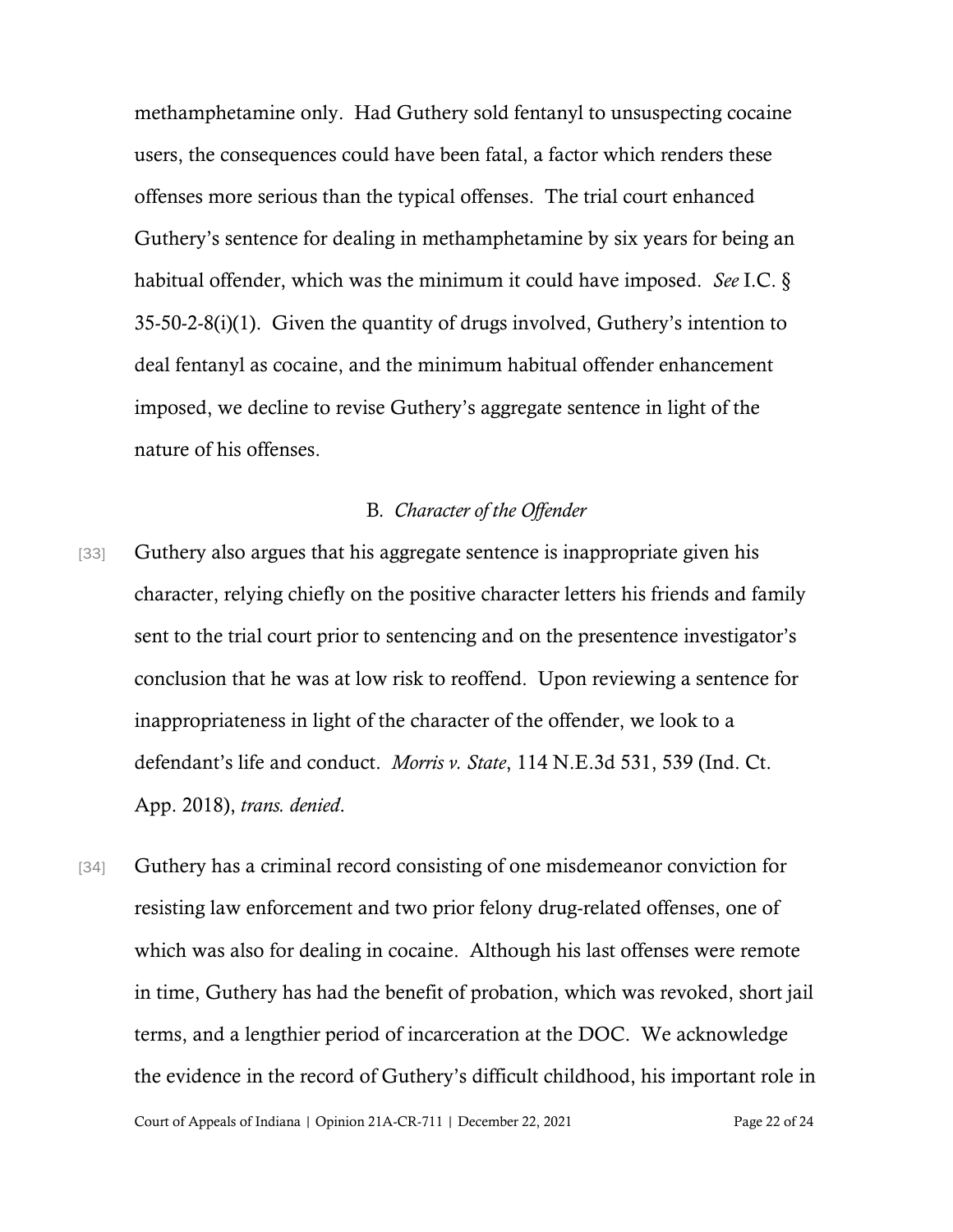methamphetamine only. Had Guthery sold fentanyl to unsuspecting cocaine users, the consequences could have been fatal, a factor which renders these offenses more serious than the typical offenses. The trial court enhanced Guthery's sentence for dealing in methamphetamine by six years for being an habitual offender, which was the minimum it could have imposed. *See* I.C. § 35-50-2-8(i)(1). Given the quantity of drugs involved, Guthery's intention to deal fentanyl as cocaine, and the minimum habitual offender enhancement imposed, we decline to revise Guthery's aggregate sentence in light of the nature of his offenses.

### B. *Character of the Offender*

[33] Guthery also argues that his aggregate sentence is inappropriate given his character, relying chiefly on the positive character letters his friends and family sent to the trial court prior to sentencing and on the presentence investigator's conclusion that he was at low risk to reoffend. Upon reviewing a sentence for inappropriateness in light of the character of the offender, we look to a defendant's life and conduct. *Morris v. State*, 114 N.E.3d 531, 539 (Ind. Ct. App. 2018), *trans. denied*.

[34] Guthery has a criminal record consisting of one misdemeanor conviction for resisting law enforcement and two prior felony drug-related offenses, one of which was also for dealing in cocaine. Although his last offenses were remote in time, Guthery has had the benefit of probation, which was revoked, short jail terms, and a lengthier period of incarceration at the DOC. We acknowledge the evidence in the record of Guthery's difficult childhood, his important role in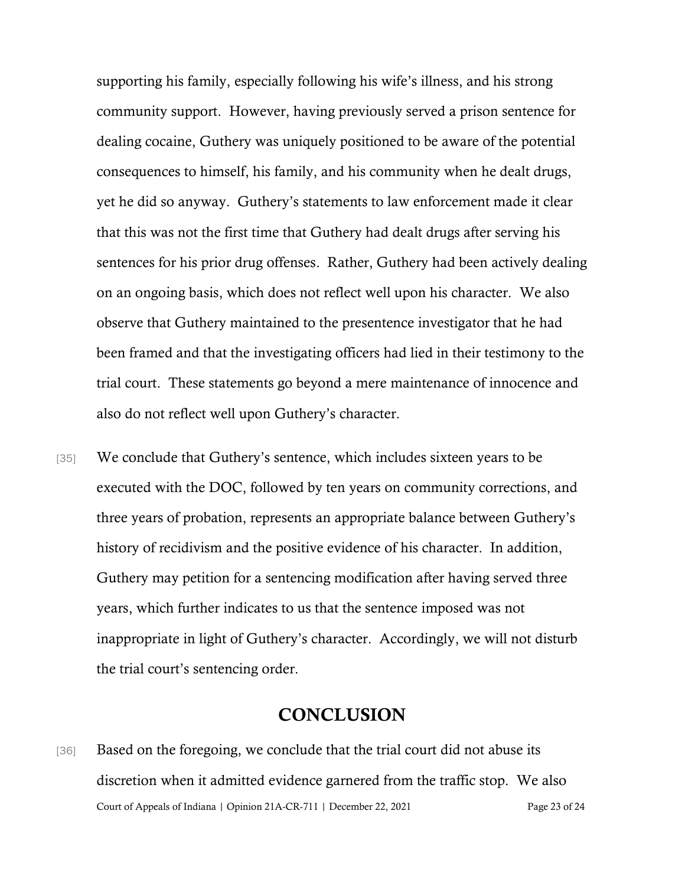supporting his family, especially following his wife's illness, and his strong community support. However, having previously served a prison sentence for dealing cocaine, Guthery was uniquely positioned to be aware of the potential consequences to himself, his family, and his community when he dealt drugs, yet he did so anyway. Guthery's statements to law enforcement made it clear that this was not the first time that Guthery had dealt drugs after serving his sentences for his prior drug offenses. Rather, Guthery had been actively dealing on an ongoing basis, which does not reflect well upon his character. We also observe that Guthery maintained to the presentence investigator that he had been framed and that the investigating officers had lied in their testimony to the trial court. These statements go beyond a mere maintenance of innocence and also do not reflect well upon Guthery's character.

[35] We conclude that Guthery's sentence, which includes sixteen years to be executed with the DOC, followed by ten years on community corrections, and three years of probation, represents an appropriate balance between Guthery's history of recidivism and the positive evidence of his character. In addition, Guthery may petition for a sentencing modification after having served three years, which further indicates to us that the sentence imposed was not inappropriate in light of Guthery's character. Accordingly, we will not disturb the trial court's sentencing order.

## CONCLUSION

[36] Based on the foregoing, we conclude that the trial court did not abuse its discretion when it admitted evidence garnered from the traffic stop. We also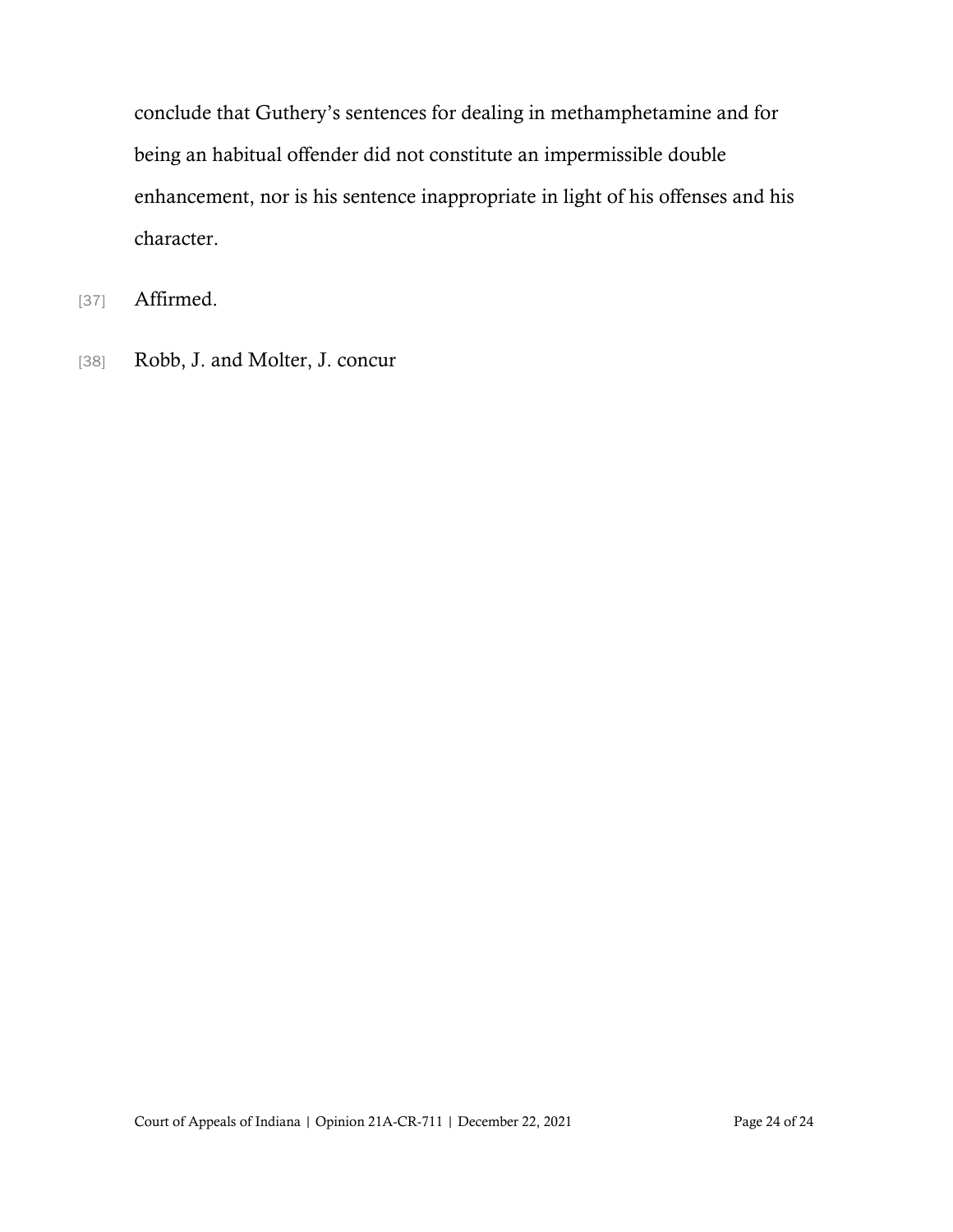conclude that Guthery's sentences for dealing in methamphetamine and for being an habitual offender did not constitute an impermissible double enhancement, nor is his sentence inappropriate in light of his offenses and his character.

[37] Affirmed.

[38] Robb, J. and Molter, J. concur